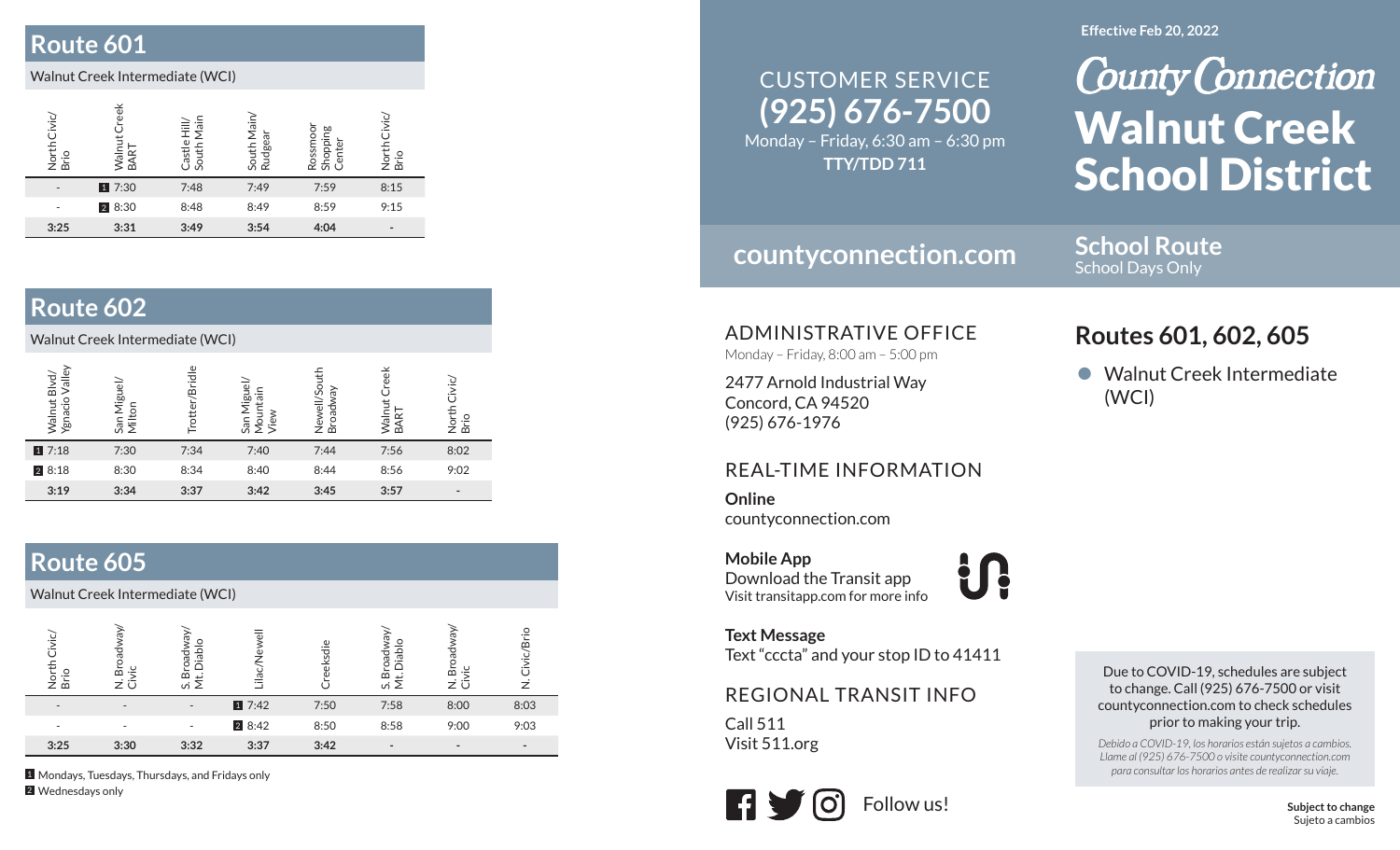## Route 601

Walnut Creek Intermediate (WCI)

| North Civic/ Brio | Walnut Creek BART | Castle Hill/ South Main | South Main/ Rudgear | Rossmoor Shopping Center | North Civic/ Brio |
|---|---|---|---|---|---|
| - | 1 7:30 | 7:48 | 7:49 | 7:59 | 8:15 |
| - | 2 8:30 | 8:48 | 8:49 | 8:59 | 9:15 |
| **3:25** | **3:31** | **3:49** | **3:54** | **4:04** | - |

## Route 602

Walnut Creek Intermediate (WCI)

| Walnut Blvd/ Ygnacio Valley | San Miguel/ Milton | Trotter/Bridle | San Miguel/ Mountain View | Newell/South Broadway | Walnut Creek BART | North Civic/ Brio |
|---|---|---|---|---|---|---|
| 1 7:18 | 7:30 | 7:34 | 7:40 | 7:44 | 7:56 | 8:02 |
| 2 8:18 | 8:30 | 8:34 | 8:40 | 8:44 | 8:56 | 9:02 |
| **3:19** | **3:34** | **3:37** | **3:42** | **3:45** | **3:57** | - |

## Route 605

Walnut Creek Intermediate (WCI)

| North Civic/ Brio | N. Broadway/ Civic | S. Broadway/ Mt. Diablo | Lilac/Newell | Creeksdie | S. Broadway/ Mt. Diablo | N. Broadway/ Civic | N. Civic/Brio |
|---|---|---|---|---|---|---|---|
| - | - | - | 1 7:42 | 7:50 | 7:58 | 8:00 | 8:03 |
| - | - | - | 2 8:42 | 8:50 | 8:58 | 9:00 | 9:03 |
| **3:25** | **3:30** | **3:32** | **3:37** | **3:42** | - | - | - |

1 Mondays, Tuesdays, Thursdays, and Fridays only
2 Wednesdays only

CUSTOMER SERVICE
**(925) 676-7500**
Monday – Friday, 6:30 am – 6:30 pm
**TTY/TDD 711**

**countyconnection.com**

ADMINISTRATIVE OFFICE
Monday – Friday, 8:00 am – 5:00 pm

2477 Arnold Industrial Way
Concord, CA 94520
(925) 676-1976

REAL-TIME INFORMATION

**Online**
countyconnection.com

**Mobile App**
Download the Transit app
Visit transitapp.com for more info

**Text Message**
Text "cccta" and your stop ID to 41411

REGIONAL TRANSIT INFO

Call 511
Visit 511.org

Follow us!

**Effective Feb 20, 2022**

# County Connection Walnut Creek School District

**School Route**
School Days Only

## Routes 601, 602, 605

- Walnut Creek Intermediate (WCI)

Due to COVID-19, schedules are subject to change. Call (925) 676-7500 or visit countyconnection.com to check schedules prior to making your trip.

*Debido a COVID-19, los horarios están sujetos a cambios. Llame al (925) 676-7500 o visite countyconnection.com para consultar los horarios antes de realizar su viaje.*

**Subject to change**
Sujeto a cambios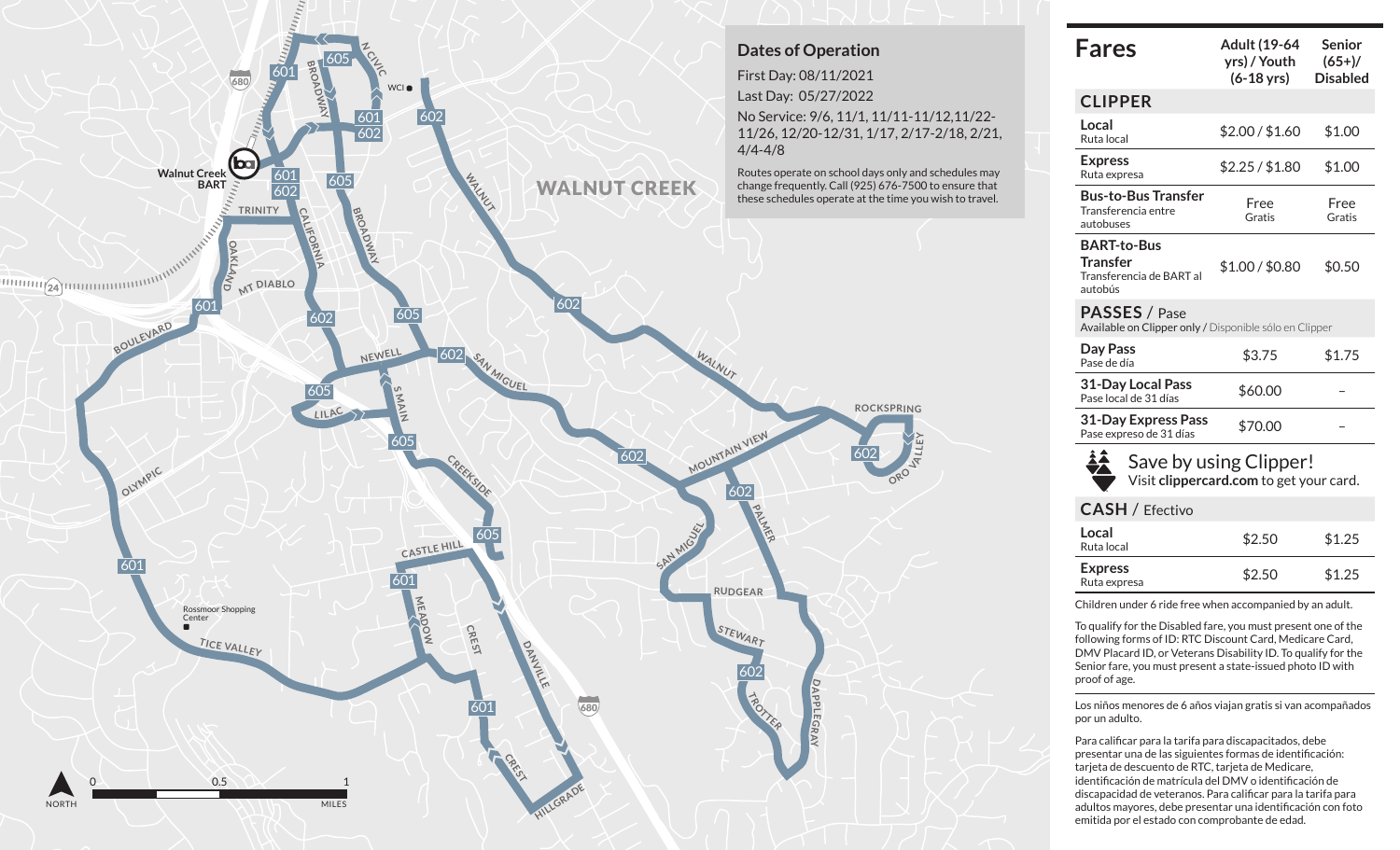## Dates of Operation

First Day: 08/11/2021

Last Day: 05/27/2022

No Service: 9/6, 11/1, 11/11-11/12, 11/22-11/26, 12/20-12/31, 1/17, 2/17-2/18, 2/21, 4/4-4/8

Routes operate on school days only and schedules may change frequently. Call (925) 676-7500 to ensure that these schedules operate at the time you wish to travel.

WALNUT CREEK

Walnut Creek BART

601 605 602

WCI

N CIVIC
BROADWAY
CALIFORNIA
TRINITY
OAKLAND
MT DIABLO
BOULEVARD
NEWELL
LILAC
S MAIN
OLYMPIC
WALNUT
SAN MIGUEL
MOUNTAIN VIEW
ROCKSPRING
ORO VALLEY
PALMER
RUDGEAR
STEWART
TROTTER
DAPPLEGRAY
CREEKSIDE
CASTLE HILL
MEADOW
CREST
DANVILLE
HILLGRADE
TICE VALLEY

Rossmoor Shopping Center

680
24

0 0.5 1
NORTH MILES

# Fares

| Fares | Adult (19-64 yrs) / Youth (6-18 yrs) | Senior (65+)/ Disabled |
| --- | --- | --- |
| **CLIPPER** | | |
| **Local** Ruta local | $2.00 / $1.60 | $1.00 |
| **Express** Ruta expresa | $2.25 / $1.80 | $1.00 |
| **Bus-to-Bus Transfer** Transferencia entre autobuses | Free Gratis | Free Gratis |
| **BART-to-Bus Transfer** Transferencia de BART al autobús | $1.00 / $0.80 | $0.50 |
| **PASSES** / Pase — Available on Clipper only / Disponible sólo en Clipper | | |
| **Day Pass** Pase de día | $3.75 | $1.75 |
| **31-Day Local Pass** Pase local de 31 días | $60.00 | – |
| **31-Day Express Pass** Pase expreso de 31 días | $70.00 | – |
| **CASH** / Efectivo | | |
| **Local** Ruta local | $2.50 | $1.25 |
| **Express** Ruta expresa | $2.50 | $1.25 |

Save by using Clipper!
Visit **clippercard.com** to get your card.

Children under 6 ride free when accompanied by an adult.

To qualify for the Disabled fare, you must present one of the following forms of ID: RTC Discount Card, Medicare Card, DMV Placard ID, or Veterans Disability ID. To qualify for the Senior fare, you must present a state-issued photo ID with proof of age.

Los niños menores de 6 años viajan gratis si van acompañados por un adulto.

Para calificar para la tarifa para discapacitados, debe presentar una de las siguientes formas de identificación: tarjeta de descuento de RTC, tarjeta de Medicare, identificación de matrícula del DMV o identificación de discapacidad de veteranos. Para calificar para la tarifa para adultos mayores, debe presentar una identificación con foto emitida por el estado con comprobante de edad.